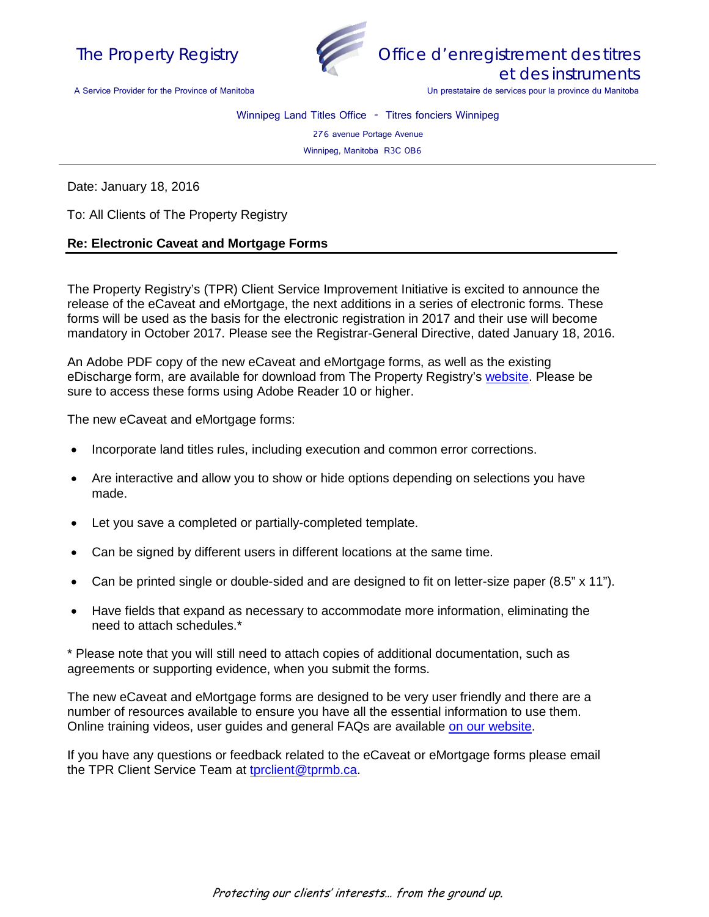The Property Registry

A Service Provider for the Province of Manitoba

Office d'enregistrement des titres et des instruments

Un prestataire de services pour la province du Manitoba

Winnipeg Land Titles Office - Titres fonciers Winnipeg

276 avenue Portage Avenue

Winnipeg, Manitoba R3C 0B6

---

Date: January 18, 2016

To: All Clients of The Property Registry

**Re: Electronic Caveat and Mortgage Forms**

The Property Registry's (TPR) Client Service Improvement Initiative is excited to announce the release of the eCaveat and eMortgage, the next additions in a series of electronic forms. These forms will be used as the basis for the electronic registration in 2017 and their use will become mandatory in October 2017. Please see the Registrar-General Directive, dated January 18, 2016.

An Adobe PDF copy of the new eCaveat and eMortgage forms, as well as the existing eDischarge form, are available for download from The Property Registry's website. Please be sure to access these forms using Adobe Reader 10 or higher.

The new eCaveat and eMortgage forms:

- Incorporate land titles rules, including execution and common error corrections.
- Are interactive and allow you to show or hide options depending on selections you have made.
- Let you save a completed or partially-completed template.
- Can be signed by different users in different locations at the same time.
- Can be printed single or double-sided and are designed to fit on letter-size paper (8.5" x 11").
- Have fields that expand as necessary to accommodate more information, eliminating the need to attach schedules.*

* Please note that you will still need to attach copies of additional documentation, such as agreements or supporting evidence, when you submit the forms.

The new eCaveat and eMortgage forms are designed to be very user friendly and there are a number of resources available to ensure you have all the essential information to use them. Online training videos, user guides and general FAQs are available on our website.

If you have any questions or feedback related to the eCaveat or eMortgage forms please email the TPR Client Service Team at tprclient@tprmb.ca.

*Protecting our clients' interests… from the ground up.*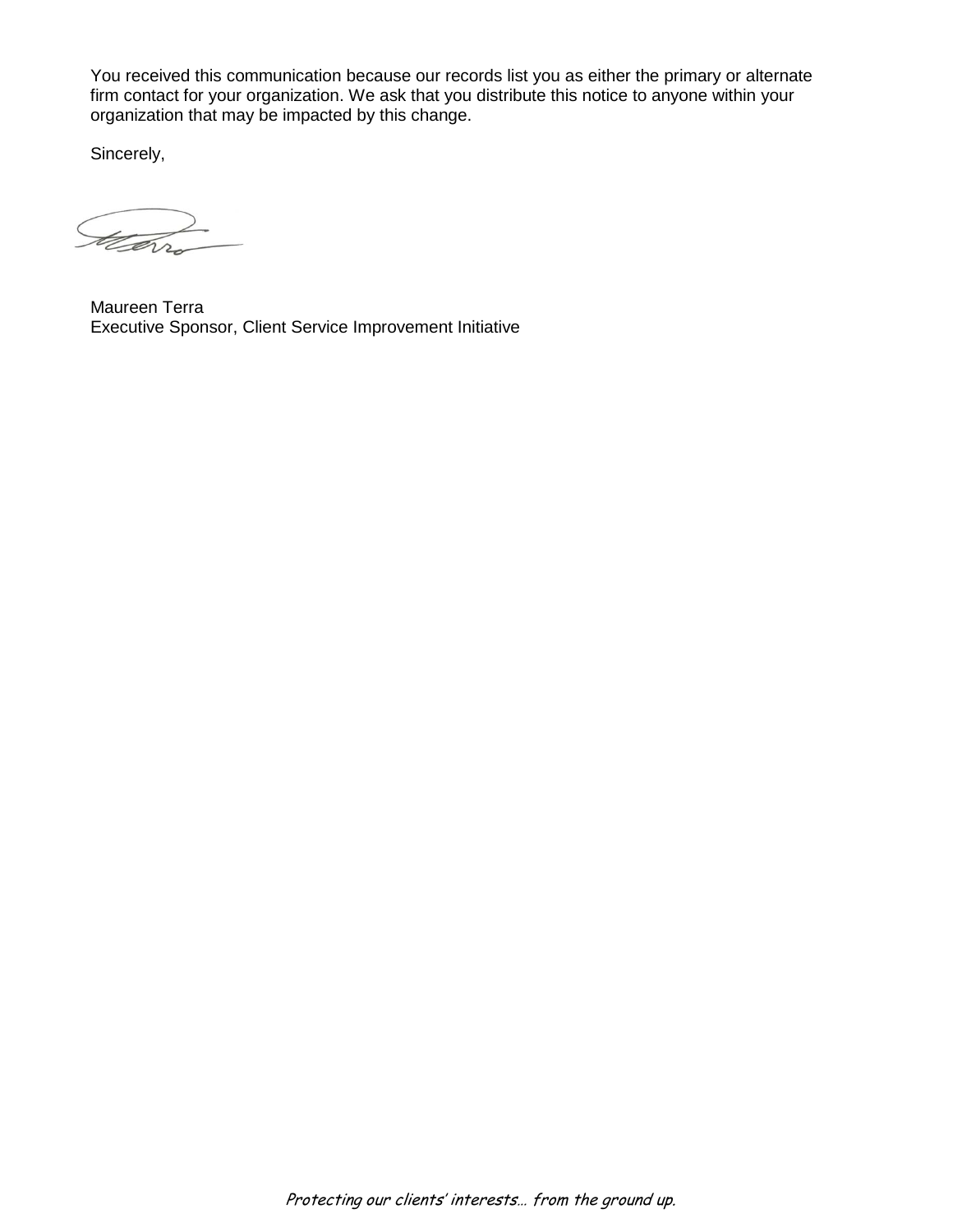You received this communication because our records list you as either the primary or alternate firm contact for your organization. We ask that you distribute this notice to anyone within your organization that may be impacted by this change.

Sincerely,

Maureen Terra
Executive Sponsor, Client Service Improvement Initiative

*Protecting our clients' interests… from the ground up.*